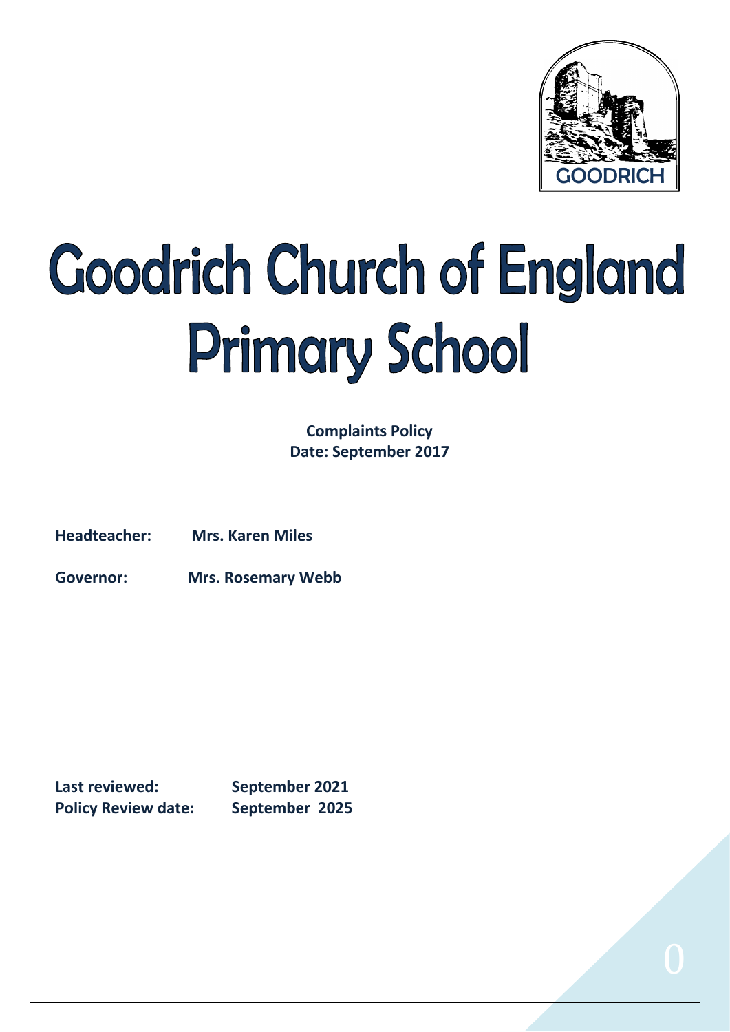# Goodrich Church of England Primary School

**Complaints Policy**
**Date: September 2017**

**Headteacher:** **Mrs. Karen Miles**

**Governor:** **Mrs. Rosemary Webb**

**Last reviewed:** **September 2021**
**Policy Review date:** **September 2025**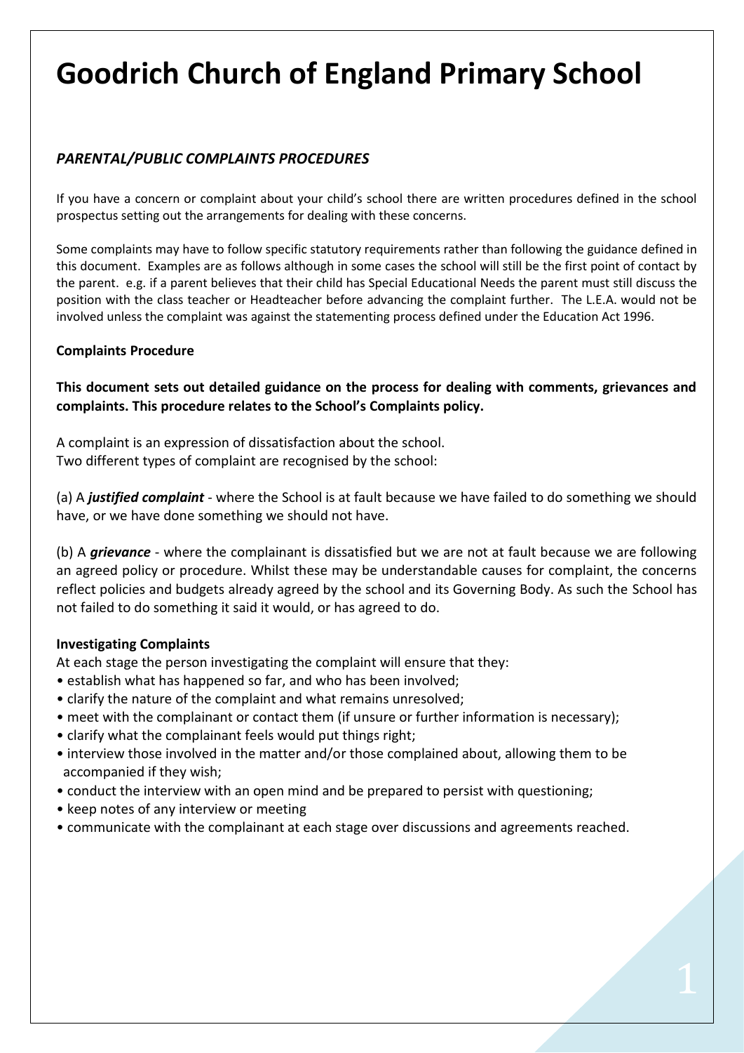# Goodrich Church of England Primary School

## *PARENTAL/PUBLIC COMPLAINTS PROCEDURES*

If you have a concern or complaint about your child's school there are written procedures defined in the school prospectus setting out the arrangements for dealing with these concerns.

Some complaints may have to follow specific statutory requirements rather than following the guidance defined in this document. Examples are as follows although in some cases the school will still be the first point of contact by the parent. e.g. if a parent believes that their child has Special Educational Needs the parent must still discuss the position with the class teacher or Headteacher before advancing the complaint further. The L.E.A. would not be involved unless the complaint was against the statementing process defined under the Education Act 1996.

**Complaints Procedure**

**This document sets out detailed guidance on the process for dealing with comments, grievances and complaints. This procedure relates to the School's Complaints policy.**

A complaint is an expression of dissatisfaction about the school.
Two different types of complaint are recognised by the school:

(a) A ***justified complaint*** - where the School is at fault because we have failed to do something we should have, or we have done something we should not have.

(b) A ***grievance*** - where the complainant is dissatisfied but we are not at fault because we are following an agreed policy or procedure. Whilst these may be understandable causes for complaint, the concerns reflect policies and budgets already agreed by the school and its Governing Body. As such the School has not failed to do something it said it would, or has agreed to do.

**Investigating Complaints**

At each stage the person investigating the complaint will ensure that they:

- establish what has happened so far, and who has been involved;
- clarify the nature of the complaint and what remains unresolved;
- meet with the complainant or contact them (if unsure or further information is necessary);
- clarify what the complainant feels would put things right;
- interview those involved in the matter and/or those complained about, allowing them to be accompanied if they wish;
- conduct the interview with an open mind and be prepared to persist with questioning;
- keep notes of any interview or meeting
- communicate with the complainant at each stage over discussions and agreements reached.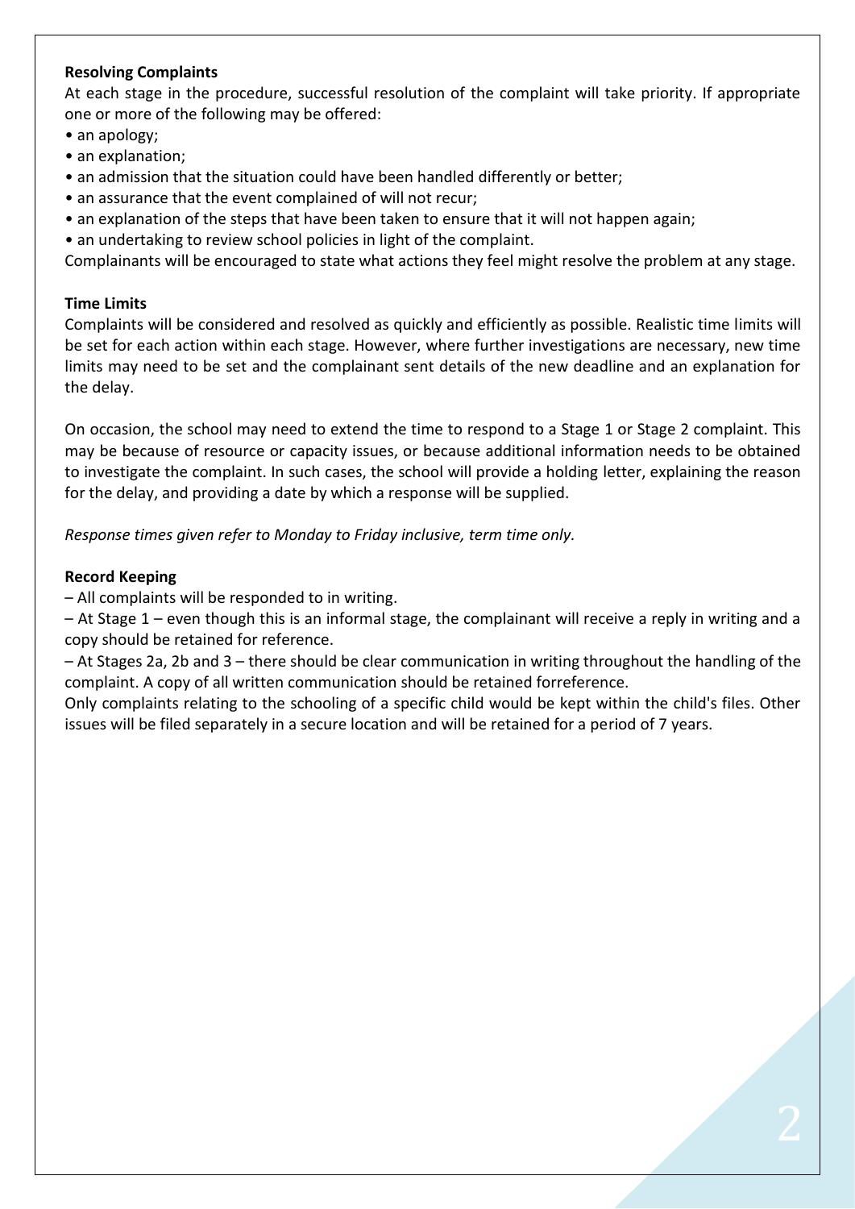**Resolving Complaints**

At each stage in the procedure, successful resolution of the complaint will take priority. If appropriate one or more of the following may be offered:

- an apology;
- an explanation;
- an admission that the situation could have been handled differently or better;
- an assurance that the event complained of will not recur;
- an explanation of the steps that have been taken to ensure that it will not happen again;
- an undertaking to review school policies in light of the complaint.

Complainants will be encouraged to state what actions they feel might resolve the problem at any stage.

**Time Limits**

Complaints will be considered and resolved as quickly and efficiently as possible. Realistic time limits will be set for each action within each stage. However, where further investigations are necessary, new time limits may need to be set and the complainant sent details of the new deadline and an explanation for the delay.

On occasion, the school may need to extend the time to respond to a Stage 1 or Stage 2 complaint. This may be because of resource or capacity issues, or because additional information needs to be obtained to investigate the complaint. In such cases, the school will provide a holding letter, explaining the reason for the delay, and providing a date by which a response will be supplied.

*Response times given refer to Monday to Friday inclusive, term time only.*

**Record Keeping**

– All complaints will be responded to in writing.

– At Stage 1 – even though this is an informal stage, the complainant will receive a reply in writing and a copy should be retained for reference.

– At Stages 2a, 2b and 3 – there should be clear communication in writing throughout the handling of the complaint. A copy of all written communication should be retained forreference.

Only complaints relating to the schooling of a specific child would be kept within the child's files. Other issues will be filed separately in a secure location and will be retained for a period of 7 years.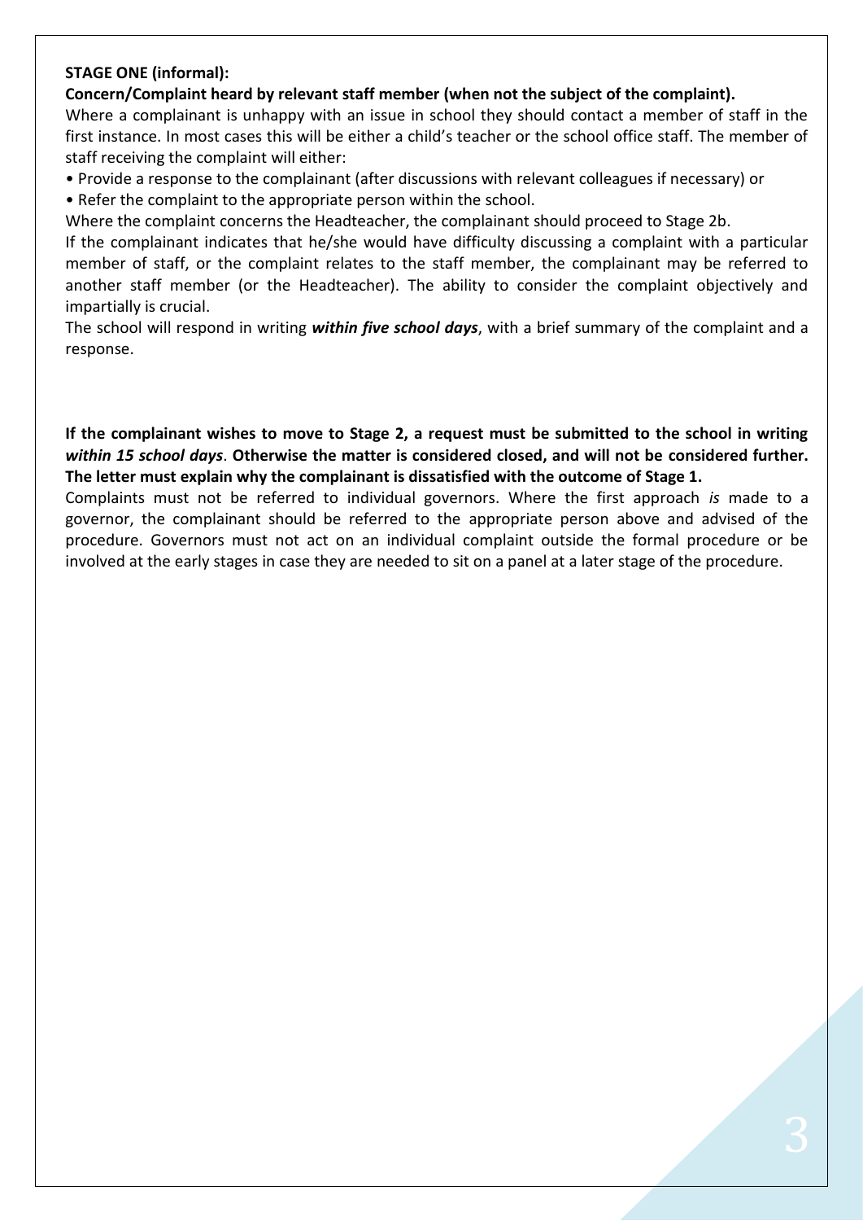**STAGE ONE (informal):**

**Concern/Complaint heard by relevant staff member (when not the subject of the complaint).**

Where a complainant is unhappy with an issue in school they should contact a member of staff in the first instance. In most cases this will be either a child's teacher or the school office staff. The member of staff receiving the complaint will either:

- Provide a response to the complainant (after discussions with relevant colleagues if necessary) or
- Refer the complaint to the appropriate person within the school.

Where the complaint concerns the Headteacher, the complainant should proceed to Stage 2b.

If the complainant indicates that he/she would have difficulty discussing a complaint with a particular member of staff, or the complaint relates to the staff member, the complainant may be referred to another staff member (or the Headteacher). The ability to consider the complaint objectively and impartially is crucial.

The school will respond in writing ***within five school days***, with a brief summary of the complaint and a response.

**If the complainant wishes to move to Stage 2, a request must be submitted to the school in writing *within 15 school days*. Otherwise the matter is considered closed, and will not be considered further. The letter must explain why the complainant is dissatisfied with the outcome of Stage 1.**

Complaints must not be referred to individual governors. Where the first approach *is* made to a governor, the complainant should be referred to the appropriate person above and advised of the procedure. Governors must not act on an individual complaint outside the formal procedure or be involved at the early stages in case they are needed to sit on a panel at a later stage of the procedure.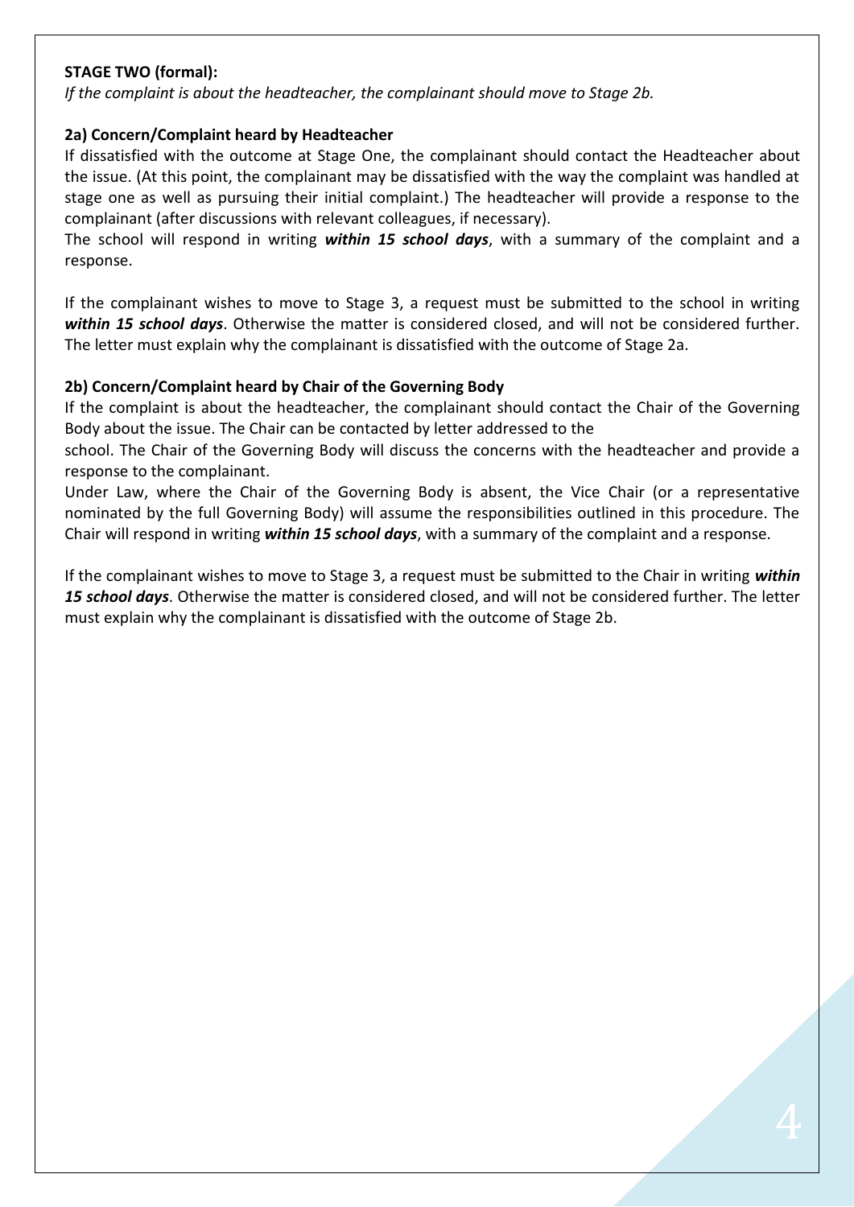**STAGE TWO (formal):**

*If the complaint is about the headteacher, the complainant should move to Stage 2b.*

**2a) Concern/Complaint heard by Headteacher**

If dissatisfied with the outcome at Stage One, the complainant should contact the Headteacher about the issue. (At this point, the complainant may be dissatisfied with the way the complaint was handled at stage one as well as pursuing their initial complaint.) The headteacher will provide a response to the complainant (after discussions with relevant colleagues, if necessary).

The school will respond in writing ***within 15 school days***, with a summary of the complaint and a response.

If the complainant wishes to move to Stage 3, a request must be submitted to the school in writing ***within 15 school days***. Otherwise the matter is considered closed, and will not be considered further. The letter must explain why the complainant is dissatisfied with the outcome of Stage 2a.

**2b) Concern/Complaint heard by Chair of the Governing Body**

If the complaint is about the headteacher, the complainant should contact the Chair of the Governing Body about the issue. The Chair can be contacted by letter addressed to the school. The Chair of the Governing Body will discuss the concerns with the headteacher and provide a response to the complainant.

Under Law, where the Chair of the Governing Body is absent, the Vice Chair (or a representative nominated by the full Governing Body) will assume the responsibilities outlined in this procedure. The Chair will respond in writing ***within 15 school days***, with a summary of the complaint and a response.

If the complainant wishes to move to Stage 3, a request must be submitted to the Chair in writing ***within 15 school days***. Otherwise the matter is considered closed, and will not be considered further. The letter must explain why the complainant is dissatisfied with the outcome of Stage 2b.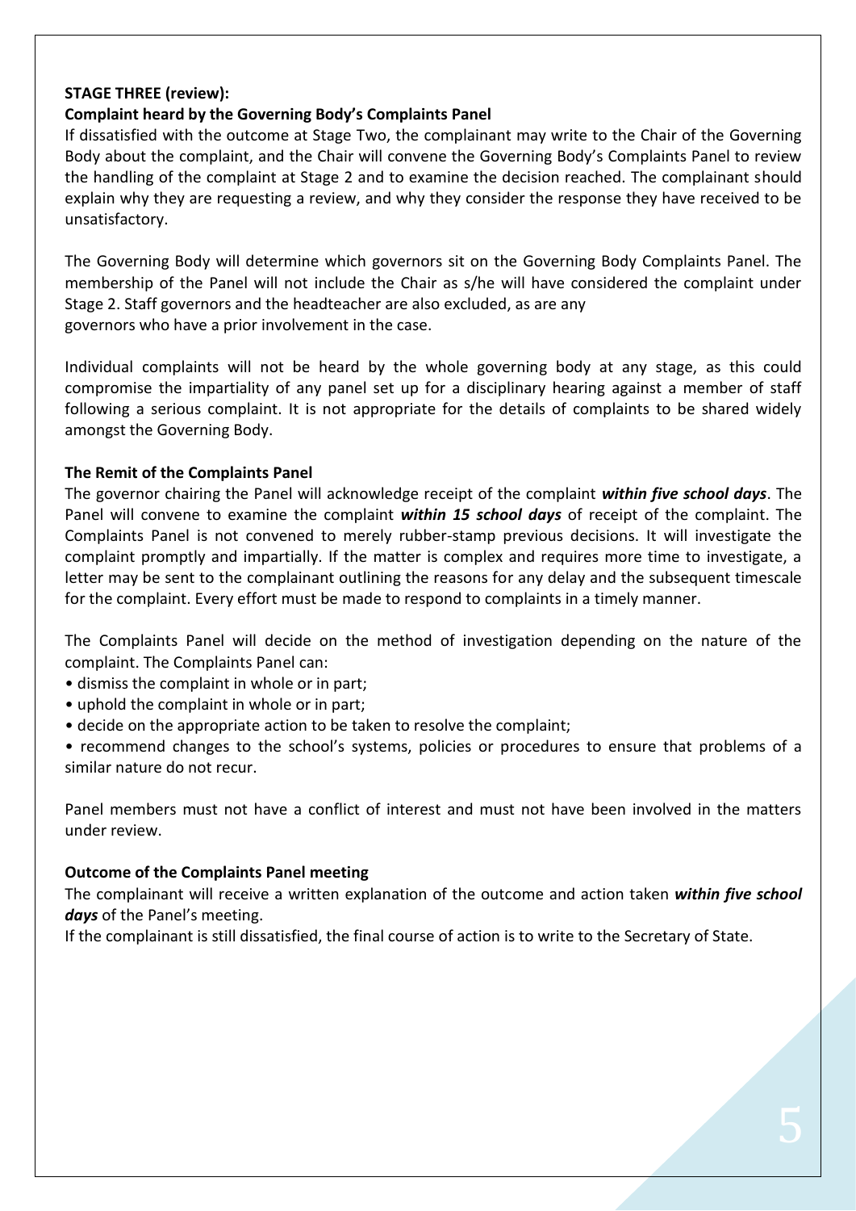**STAGE THREE (review):**
**Complaint heard by the Governing Body's Complaints Panel**

If dissatisfied with the outcome at Stage Two, the complainant may write to the Chair of the Governing Body about the complaint, and the Chair will convene the Governing Body's Complaints Panel to review the handling of the complaint at Stage 2 and to examine the decision reached. The complainant should explain why they are requesting a review, and why they consider the response they have received to be unsatisfactory.

The Governing Body will determine which governors sit on the Governing Body Complaints Panel. The membership of the Panel will not include the Chair as s/he will have considered the complaint under Stage 2. Staff governors and the headteacher are also excluded, as are any governors who have a prior involvement in the case.

Individual complaints will not be heard by the whole governing body at any stage, as this could compromise the impartiality of any panel set up for a disciplinary hearing against a member of staff following a serious complaint. It is not appropriate for the details of complaints to be shared widely amongst the Governing Body.

**The Remit of the Complaints Panel**

The governor chairing the Panel will acknowledge receipt of the complaint ***within five school days***. The Panel will convene to examine the complaint ***within 15 school days*** of receipt of the complaint. The Complaints Panel is not convened to merely rubber-stamp previous decisions. It will investigate the complaint promptly and impartially. If the matter is complex and requires more time to investigate, a letter may be sent to the complainant outlining the reasons for any delay and the subsequent timescale for the complaint. Every effort must be made to respond to complaints in a timely manner.

The Complaints Panel will decide on the method of investigation depending on the nature of the complaint. The Complaints Panel can:

- dismiss the complaint in whole or in part;
- uphold the complaint in whole or in part;
- decide on the appropriate action to be taken to resolve the complaint;
- recommend changes to the school's systems, policies or procedures to ensure that problems of a similar nature do not recur.

Panel members must not have a conflict of interest and must not have been involved in the matters under review.

**Outcome of the Complaints Panel meeting**

The complainant will receive a written explanation of the outcome and action taken ***within five school days*** of the Panel's meeting.

If the complainant is still dissatisfied, the final course of action is to write to the Secretary of State.